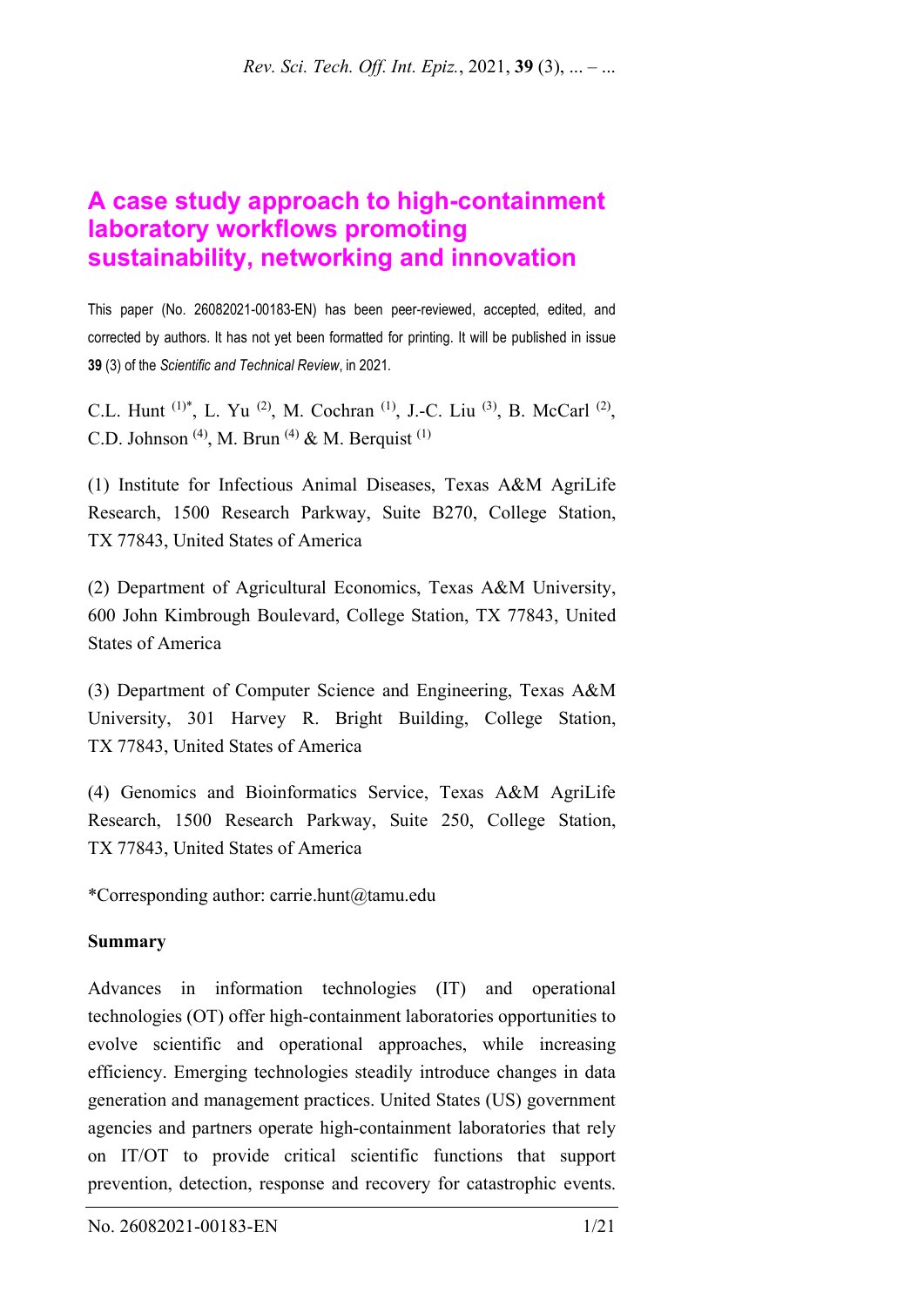# A case study approach to high-containment laboratory workflows promoting sustainability, networking and innovation

This paper (No. 26082021-00183-EN) has been peer-reviewed, accepted, edited, and corrected by authors. It has not yet been formatted for printing. It will be published in issue **39** (3) of the *Scientific and Technical Review*, in 2021.

C.L. Hunt [(1)*], L. Yu [(2)], M. Cochran [(1)], J.-C. Liu [(3)], B. McCarl [(2)], C.D. Johnson [(4)], M. Brun [(4)] & M. Berquist [(1)]

(1) Institute for Infectious Animal Diseases, Texas A&M AgriLife Research, 1500 Research Parkway, Suite B270, College Station, TX 77843, United States of America

(2) Department of Agricultural Economics, Texas A&M University, 600 John Kimbrough Boulevard, College Station, TX 77843, United States of America

(3) Department of Computer Science and Engineering, Texas A&M University, 301 Harvey R. Bright Building, College Station, TX 77843, United States of America

(4) Genomics and Bioinformatics Service, Texas A&M AgriLife Research, 1500 Research Parkway, Suite 250, College Station, TX 77843, United States of America

*Corresponding author: carrie.hunt@tamu.edu

**Summary**

Advances in information technologies (IT) and operational technologies (OT) offer high-containment laboratories opportunities to evolve scientific and operational approaches, while increasing efficiency. Emerging technologies steadily introduce changes in data generation and management practices. United States (US) government agencies and partners operate high-containment laboratories that rely on IT/OT to provide critical scientific functions that support prevention, detection, response and recovery for catastrophic events.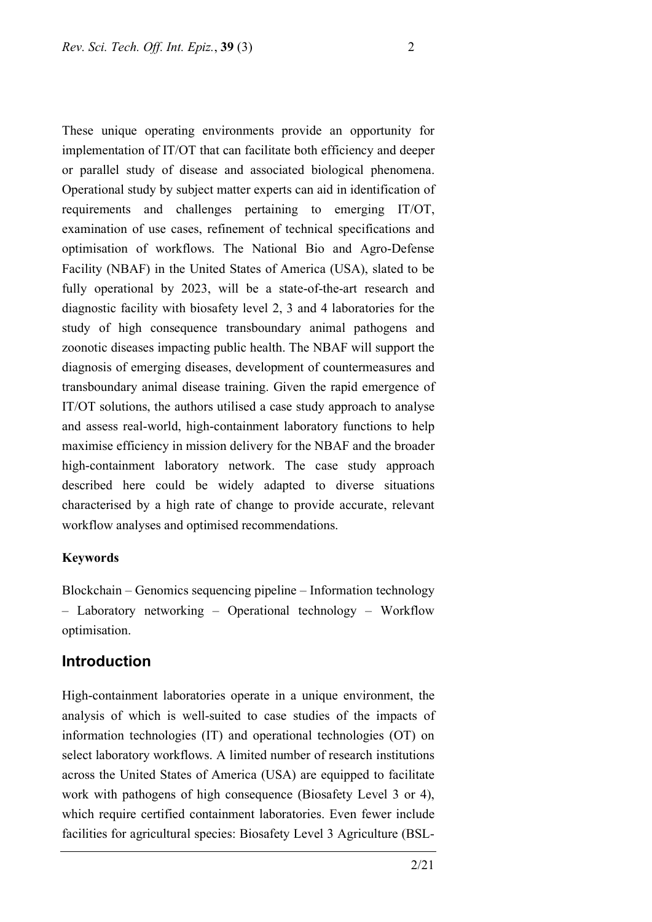These unique operating environments provide an opportunity for implementation of IT/OT that can facilitate both efficiency and deeper or parallel study of disease and associated biological phenomena. Operational study by subject matter experts can aid in identification of requirements and challenges pertaining to emerging IT/OT, examination of use cases, refinement of technical specifications and optimisation of workflows. The National Bio and Agro-Defense Facility (NBAF) in the United States of America (USA), slated to be fully operational by 2023, will be a state-of-the-art research and diagnostic facility with biosafety level 2, 3 and 4 laboratories for the study of high consequence transboundary animal pathogens and zoonotic diseases impacting public health. The NBAF will support the diagnosis of emerging diseases, development of countermeasures and transboundary animal disease training. Given the rapid emergence of IT/OT solutions, the authors utilised a case study approach to analyse and assess real-world, high-containment laboratory functions to help maximise efficiency in mission delivery for the NBAF and the broader high-containment laboratory network. The case study approach described here could be widely adapted to diverse situations characterised by a high rate of change to provide accurate, relevant workflow analyses and optimised recommendations.

### Keywords

Blockchain – Genomics sequencing pipeline – Information technology – Laboratory networking – Operational technology – Workflow optimisation.

## Introduction

High-containment laboratories operate in a unique environment, the analysis of which is well-suited to case studies of the impacts of information technologies (IT) and operational technologies (OT) on select laboratory workflows. A limited number of research institutions across the United States of America (USA) are equipped to facilitate work with pathogens of high consequence (Biosafety Level 3 or 4), which require certified containment laboratories. Even fewer include facilities for agricultural species: Biosafety Level 3 Agriculture (BSL-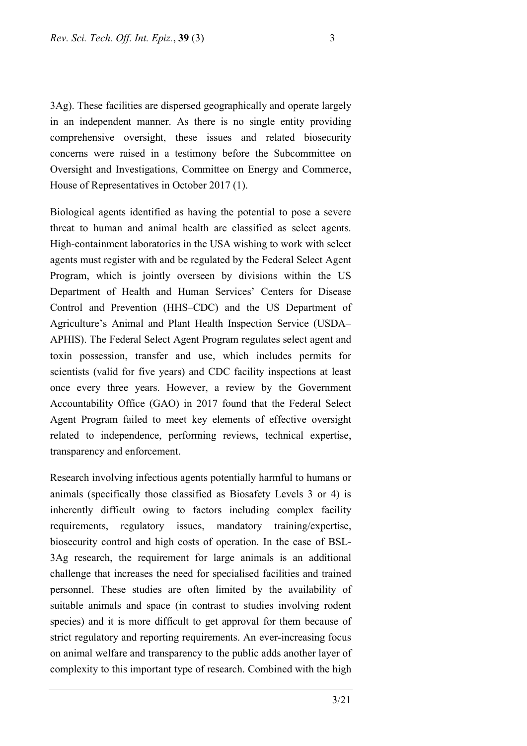3Ag). These facilities are dispersed geographically and operate largely in an independent manner. As there is no single entity providing comprehensive oversight, these issues and related biosecurity concerns were raised in a testimony before the Subcommittee on Oversight and Investigations, Committee on Energy and Commerce, House of Representatives in October 2017 (1).

Biological agents identified as having the potential to pose a severe threat to human and animal health are classified as select agents. High-containment laboratories in the USA wishing to work with select agents must register with and be regulated by the Federal Select Agent Program, which is jointly overseen by divisions within the US Department of Health and Human Services' Centers for Disease Control and Prevention (HHS–CDC) and the US Department of Agriculture's Animal and Plant Health Inspection Service (USDA–APHIS). The Federal Select Agent Program regulates select agent and toxin possession, transfer and use, which includes permits for scientists (valid for five years) and CDC facility inspections at least once every three years. However, a review by the Government Accountability Office (GAO) in 2017 found that the Federal Select Agent Program failed to meet key elements of effective oversight related to independence, performing reviews, technical expertise, transparency and enforcement.

Research involving infectious agents potentially harmful to humans or animals (specifically those classified as Biosafety Levels 3 or 4) is inherently difficult owing to factors including complex facility requirements, regulatory issues, mandatory training/expertise, biosecurity control and high costs of operation. In the case of BSL-3Ag research, the requirement for large animals is an additional challenge that increases the need for specialised facilities and trained personnel. These studies are often limited by the availability of suitable animals and space (in contrast to studies involving rodent species) and it is more difficult to get approval for them because of strict regulatory and reporting requirements. An ever-increasing focus on animal welfare and transparency to the public adds another layer of complexity to this important type of research. Combined with the high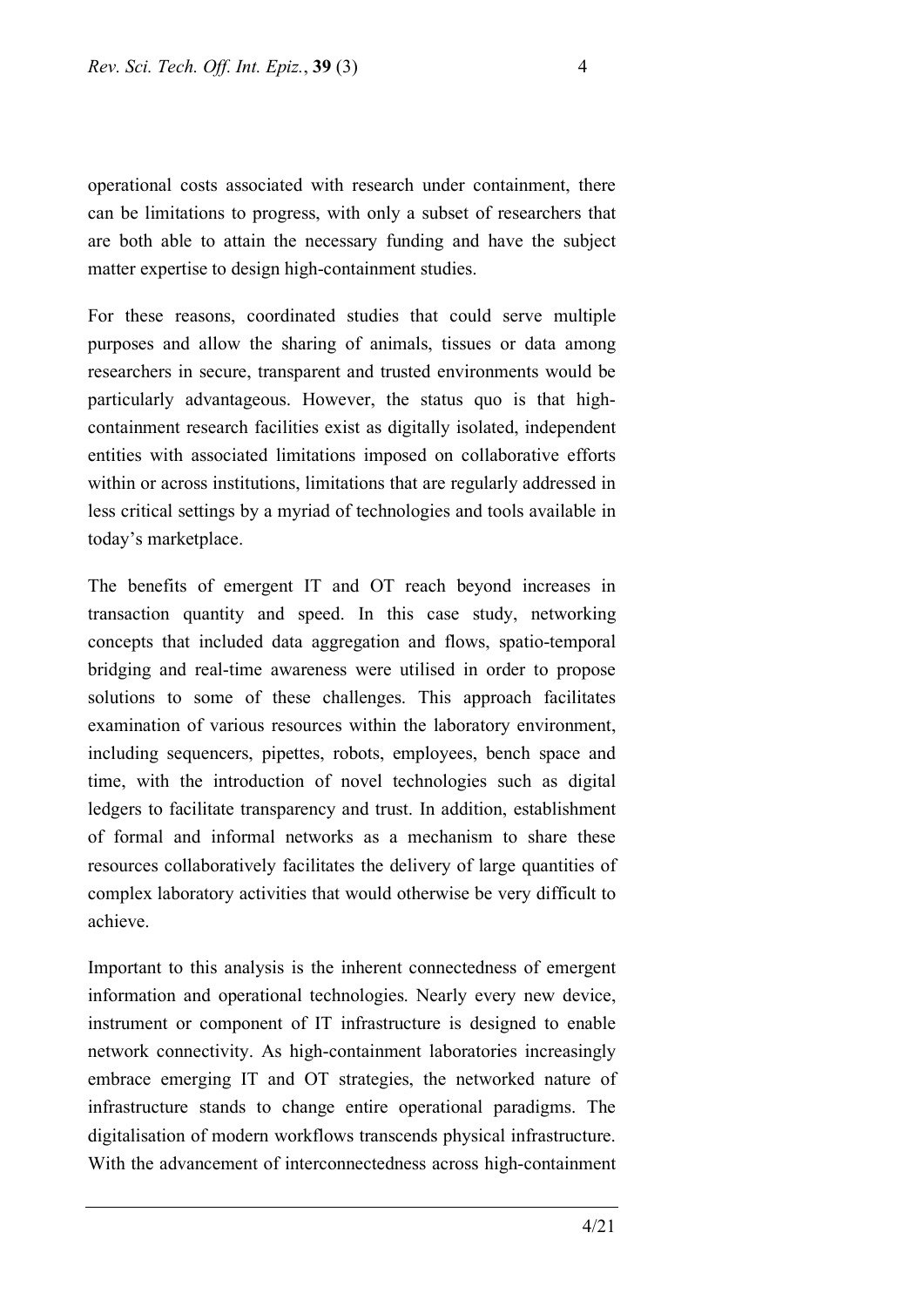operational costs associated with research under containment, there can be limitations to progress, with only a subset of researchers that are both able to attain the necessary funding and have the subject matter expertise to design high-containment studies.

For these reasons, coordinated studies that could serve multiple purposes and allow the sharing of animals, tissues or data among researchers in secure, transparent and trusted environments would be particularly advantageous. However, the status quo is that high-containment research facilities exist as digitally isolated, independent entities with associated limitations imposed on collaborative efforts within or across institutions, limitations that are regularly addressed in less critical settings by a myriad of technologies and tools available in today's marketplace.

The benefits of emergent IT and OT reach beyond increases in transaction quantity and speed. In this case study, networking concepts that included data aggregation and flows, spatio-temporal bridging and real-time awareness were utilised in order to propose solutions to some of these challenges. This approach facilitates examination of various resources within the laboratory environment, including sequencers, pipettes, robots, employees, bench space and time, with the introduction of novel technologies such as digital ledgers to facilitate transparency and trust. In addition, establishment of formal and informal networks as a mechanism to share these resources collaboratively facilitates the delivery of large quantities of complex laboratory activities that would otherwise be very difficult to achieve.

Important to this analysis is the inherent connectedness of emergent information and operational technologies. Nearly every new device, instrument or component of IT infrastructure is designed to enable network connectivity. As high-containment laboratories increasingly embrace emerging IT and OT strategies, the networked nature of infrastructure stands to change entire operational paradigms. The digitalisation of modern workflows transcends physical infrastructure. With the advancement of interconnectedness across high-containment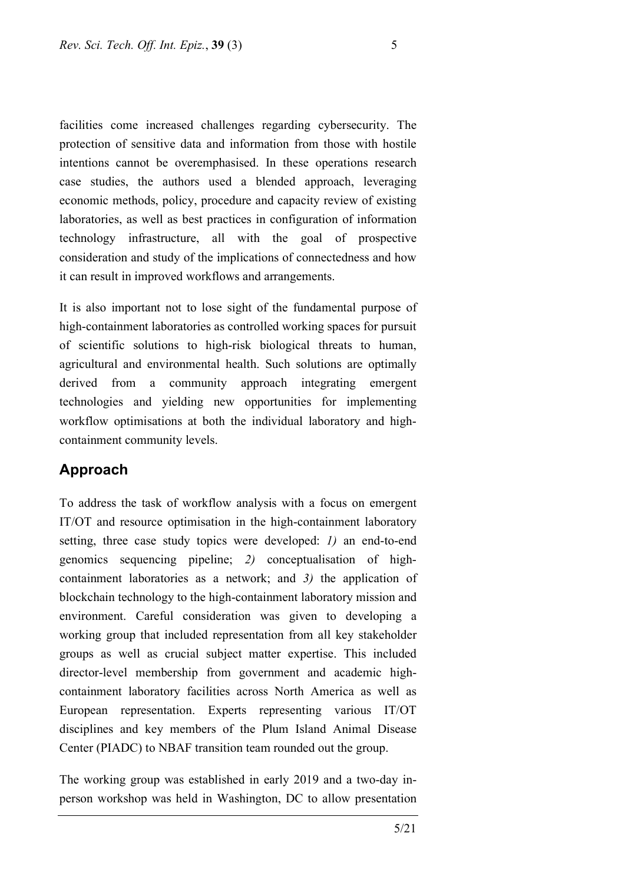facilities come increased challenges regarding cybersecurity. The protection of sensitive data and information from those with hostile intentions cannot be overemphasised. In these operations research case studies, the authors used a blended approach, leveraging economic methods, policy, procedure and capacity review of existing laboratories, as well as best practices in configuration of information technology infrastructure, all with the goal of prospective consideration and study of the implications of connectedness and how it can result in improved workflows and arrangements.

It is also important not to lose sight of the fundamental purpose of high-containment laboratories as controlled working spaces for pursuit of scientific solutions to high-risk biological threats to human, agricultural and environmental health. Such solutions are optimally derived from a community approach integrating emergent technologies and yielding new opportunities for implementing workflow optimisations at both the individual laboratory and high-containment community levels.

## Approach

To address the task of workflow analysis with a focus on emergent IT/OT and resource optimisation in the high-containment laboratory setting, three case study topics were developed: *1)* an end-to-end genomics sequencing pipeline; *2)* conceptualisation of high-containment laboratories as a network; and *3)* the application of blockchain technology to the high-containment laboratory mission and environment. Careful consideration was given to developing a working group that included representation from all key stakeholder groups as well as crucial subject matter expertise. This included director-level membership from government and academic high-containment laboratory facilities across North America as well as European representation. Experts representing various IT/OT disciplines and key members of the Plum Island Animal Disease Center (PIADC) to NBAF transition team rounded out the group.

The working group was established in early 2019 and a two-day in-person workshop was held in Washington, DC to allow presentation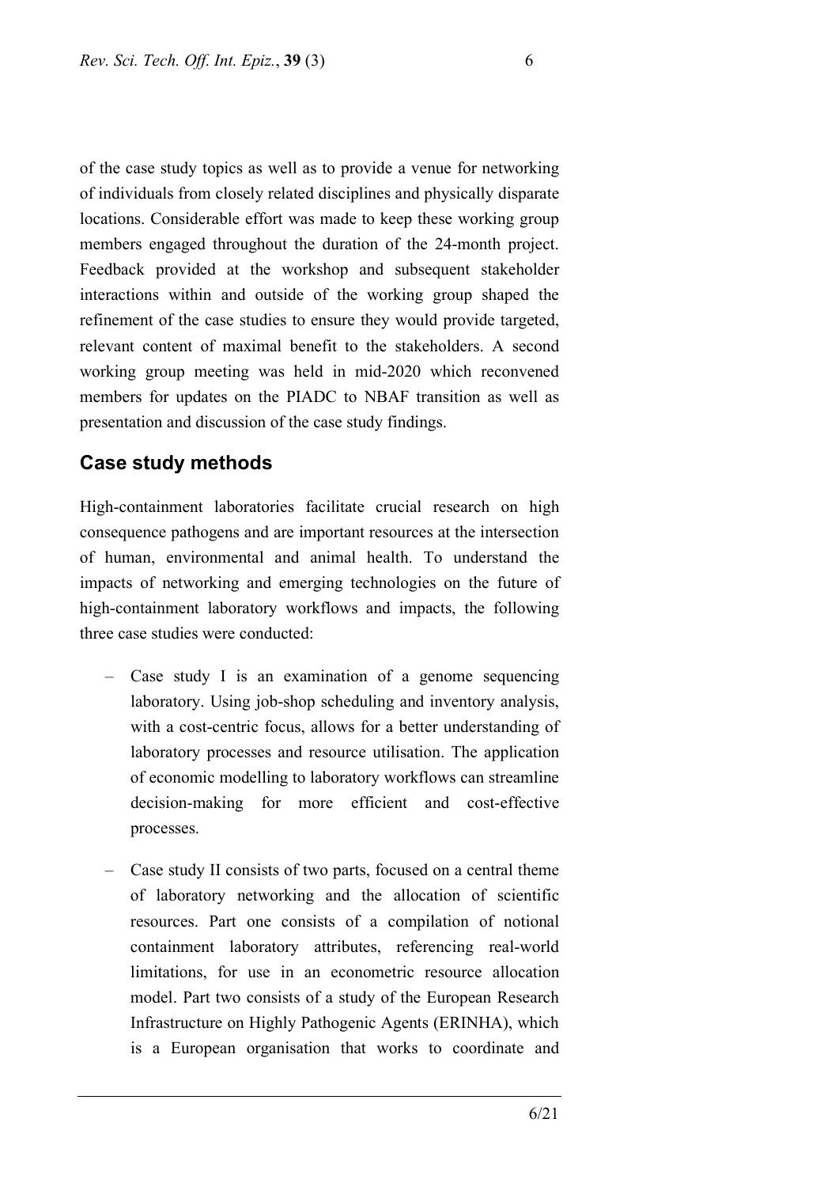of the case study topics as well as to provide a venue for networking of individuals from closely related disciplines and physically disparate locations. Considerable effort was made to keep these working group members engaged throughout the duration of the 24-month project. Feedback provided at the workshop and subsequent stakeholder interactions within and outside of the working group shaped the refinement of the case studies to ensure they would provide targeted, relevant content of maximal benefit to the stakeholders. A second working group meeting was held in mid-2020 which reconvened members for updates on the PIADC to NBAF transition as well as presentation and discussion of the case study findings.

## Case study methods

High-containment laboratories facilitate crucial research on high consequence pathogens and are important resources at the intersection of human, environmental and animal health. To understand the impacts of networking and emerging technologies on the future of high-containment laboratory workflows and impacts, the following three case studies were conducted:

- Case study I is an examination of a genome sequencing laboratory. Using job-shop scheduling and inventory analysis, with a cost-centric focus, allows for a better understanding of laboratory processes and resource utilisation. The application of economic modelling to laboratory workflows can streamline decision-making for more efficient and cost-effective processes.
- Case study II consists of two parts, focused on a central theme of laboratory networking and the allocation of scientific resources. Part one consists of a compilation of notional containment laboratory attributes, referencing real-world limitations, for use in an econometric resource allocation model. Part two consists of a study of the European Research Infrastructure on Highly Pathogenic Agents (ERINHA), which is a European organisation that works to coordinate and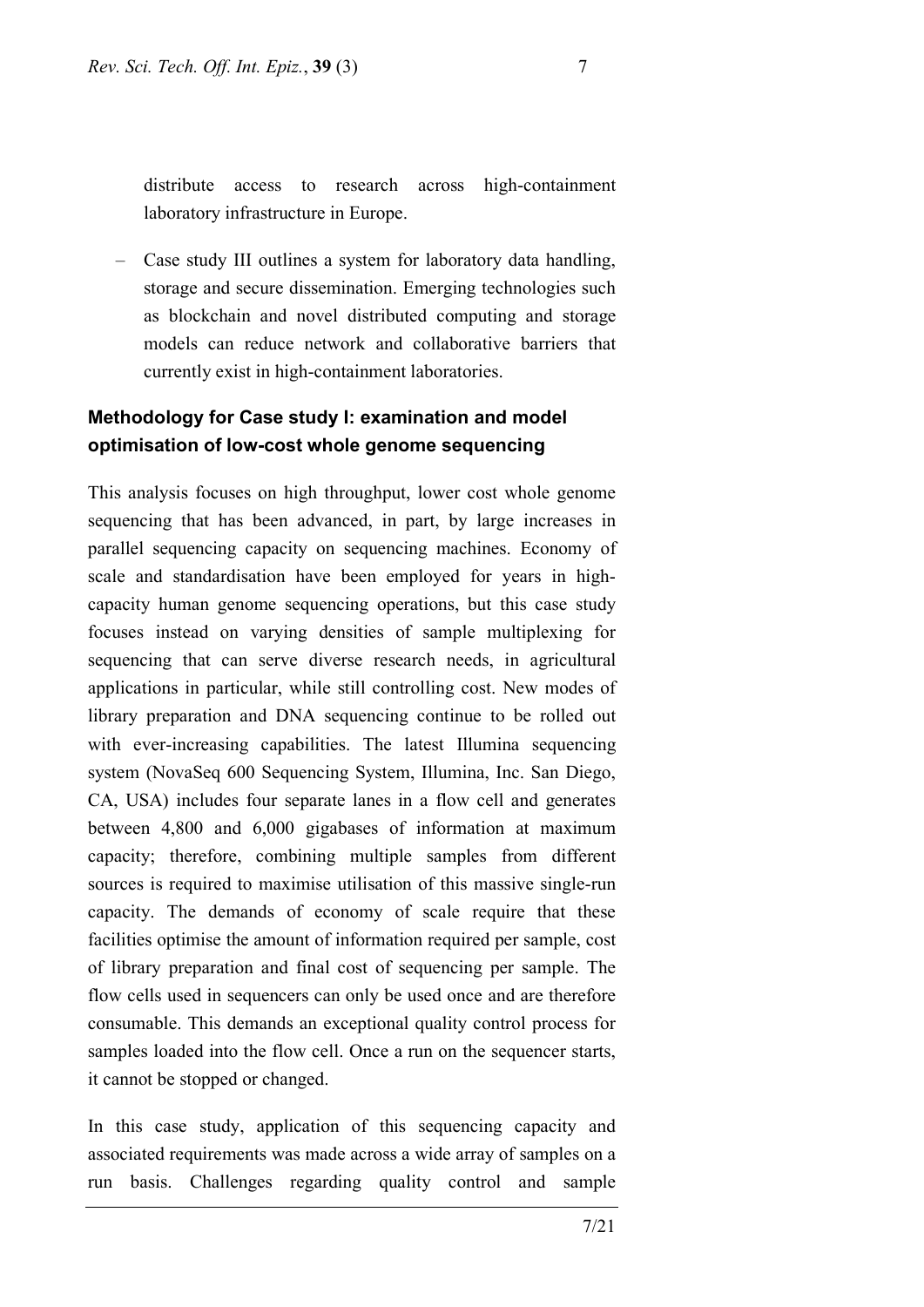distribute access to research across high-containment laboratory infrastructure in Europe.

– Case study III outlines a system for laboratory data handling, storage and secure dissemination. Emerging technologies such as blockchain and novel distributed computing and storage models can reduce network and collaborative barriers that currently exist in high-containment laboratories.

### Methodology for Case study I: examination and model optimisation of low-cost whole genome sequencing

This analysis focuses on high throughput, lower cost whole genome sequencing that has been advanced, in part, by large increases in parallel sequencing capacity on sequencing machines. Economy of scale and standardisation have been employed for years in high-capacity human genome sequencing operations, but this case study focuses instead on varying densities of sample multiplexing for sequencing that can serve diverse research needs, in agricultural applications in particular, while still controlling cost. New modes of library preparation and DNA sequencing continue to be rolled out with ever-increasing capabilities. The latest Illumina sequencing system (NovaSeq 600 Sequencing System, Illumina, Inc. San Diego, CA, USA) includes four separate lanes in a flow cell and generates between 4,800 and 6,000 gigabases of information at maximum capacity; therefore, combining multiple samples from different sources is required to maximise utilisation of this massive single-run capacity. The demands of economy of scale require that these facilities optimise the amount of information required per sample, cost of library preparation and final cost of sequencing per sample. The flow cells used in sequencers can only be used once and are therefore consumable. This demands an exceptional quality control process for samples loaded into the flow cell. Once a run on the sequencer starts, it cannot be stopped or changed.

In this case study, application of this sequencing capacity and associated requirements was made across a wide array of samples on a run basis. Challenges regarding quality control and sample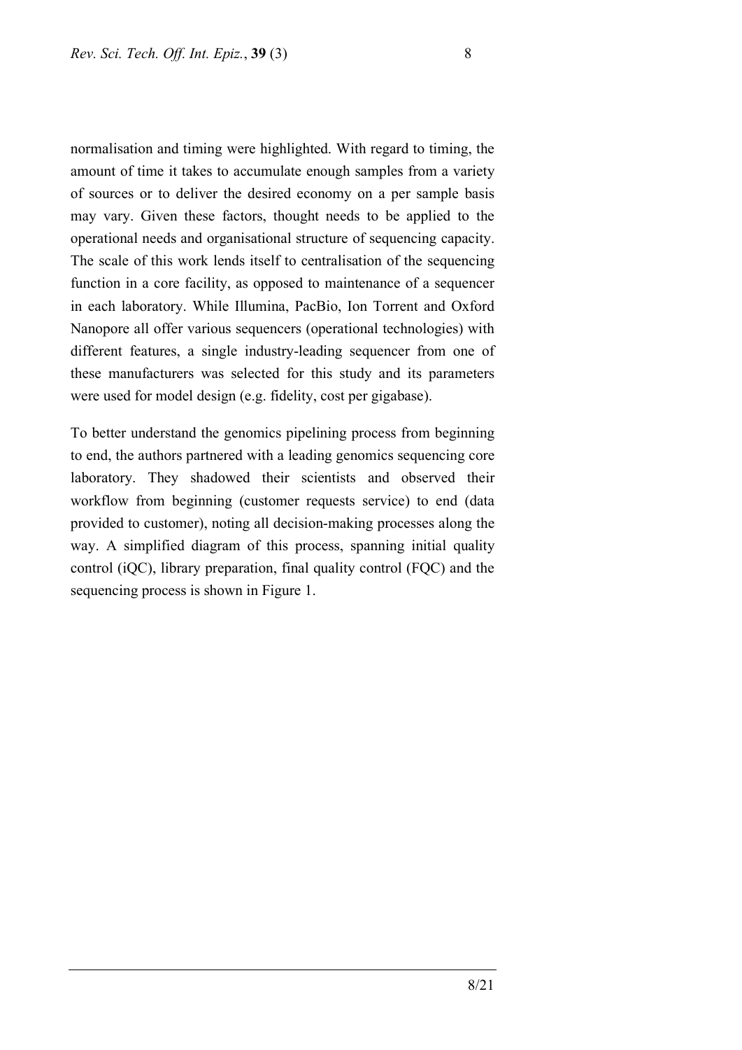normalisation and timing were highlighted. With regard to timing, the amount of time it takes to accumulate enough samples from a variety of sources or to deliver the desired economy on a per sample basis may vary. Given these factors, thought needs to be applied to the operational needs and organisational structure of sequencing capacity. The scale of this work lends itself to centralisation of the sequencing function in a core facility, as opposed to maintenance of a sequencer in each laboratory. While Illumina, PacBio, Ion Torrent and Oxford Nanopore all offer various sequencers (operational technologies) with different features, a single industry-leading sequencer from one of these manufacturers was selected for this study and its parameters were used for model design (e.g. fidelity, cost per gigabase).

To better understand the genomics pipelining process from beginning to end, the authors partnered with a leading genomics sequencing core laboratory. They shadowed their scientists and observed their workflow from beginning (customer requests service) to end (data provided to customer), noting all decision-making processes along the way. A simplified diagram of this process, spanning initial quality control (iQC), library preparation, final quality control (FQC) and the sequencing process is shown in Figure 1.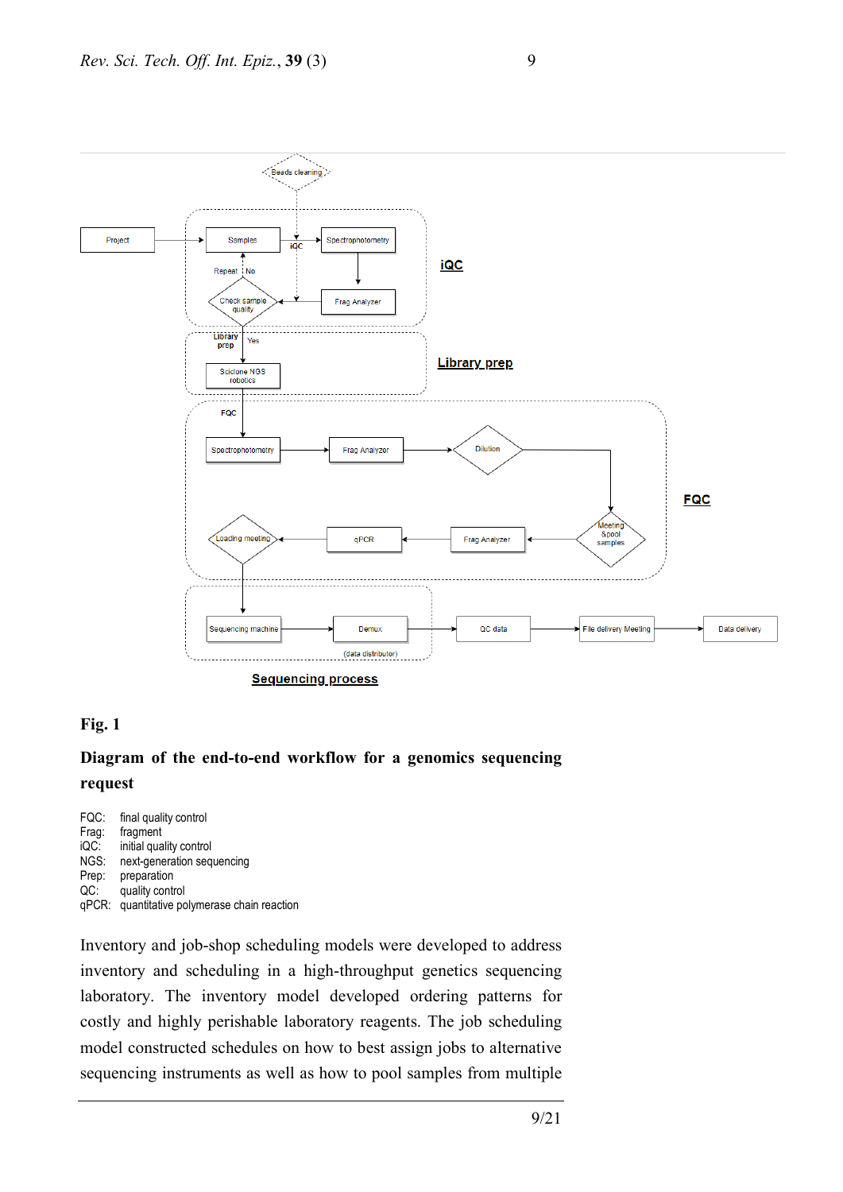**Fig. 1**

**Diagram of the end-to-end workflow for a genomics sequencing request**

FQC: final quality control
Frag: fragment
iQC: initial quality control
NGS: next-generation sequencing
Prep: preparation
QC: quality control
qPCR: quantitative polymerase chain reaction

Inventory and job-shop scheduling models were developed to address inventory and scheduling in a high-throughput genetics sequencing laboratory. The inventory model developed ordering patterns for costly and highly perishable laboratory reagents. The job scheduling model constructed schedules on how to best assign jobs to alternative sequencing instruments as well as how to pool samples from multiple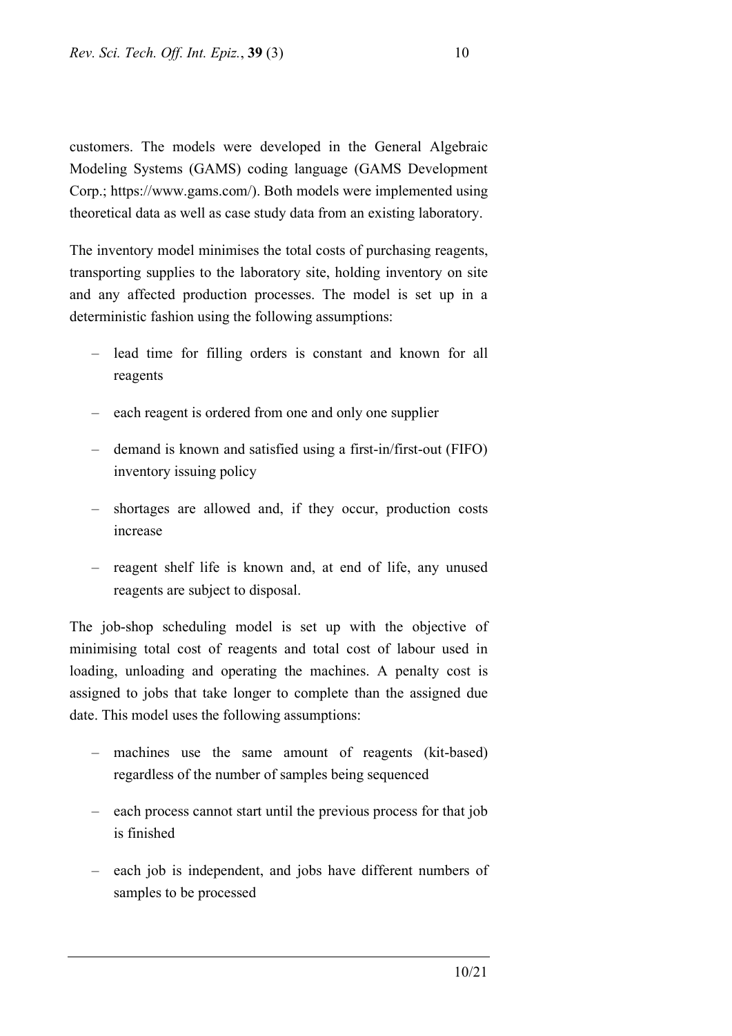customers. The models were developed in the General Algebraic Modeling Systems (GAMS) coding language (GAMS Development Corp.; https://www.gams.com/). Both models were implemented using theoretical data as well as case study data from an existing laboratory.

The inventory model minimises the total costs of purchasing reagents, transporting supplies to the laboratory site, holding inventory on site and any affected production processes. The model is set up in a deterministic fashion using the following assumptions:

- lead time for filling orders is constant and known for all reagents
- each reagent is ordered from one and only one supplier
- demand is known and satisfied using a first-in/first-out (FIFO) inventory issuing policy
- shortages are allowed and, if they occur, production costs increase
- reagent shelf life is known and, at end of life, any unused reagents are subject to disposal.

The job-shop scheduling model is set up with the objective of minimising total cost of reagents and total cost of labour used in loading, unloading and operating the machines. A penalty cost is assigned to jobs that take longer to complete than the assigned due date. This model uses the following assumptions:

- machines use the same amount of reagents (kit-based) regardless of the number of samples being sequenced
- each process cannot start until the previous process for that job is finished
- each job is independent, and jobs have different numbers of samples to be processed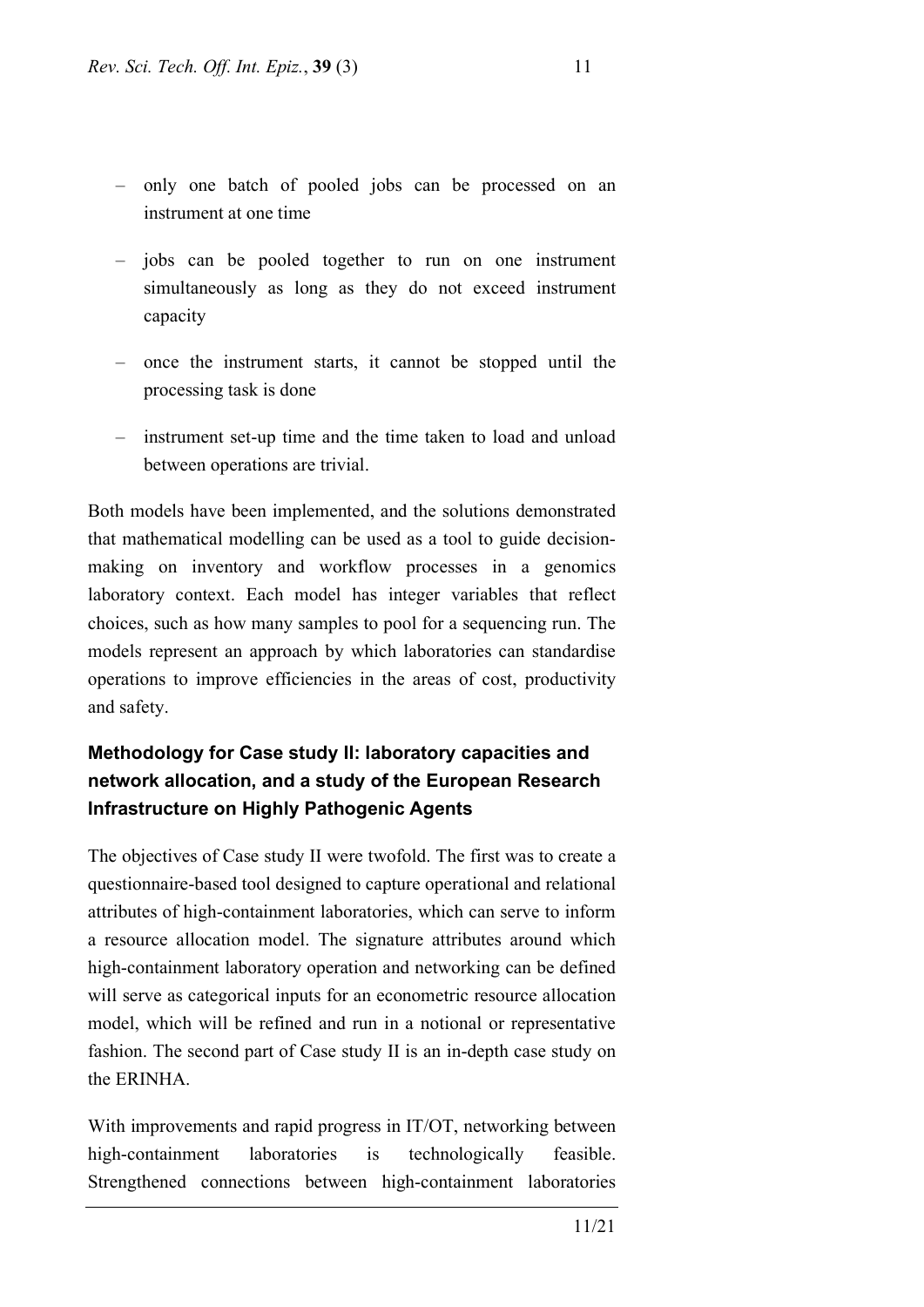- only one batch of pooled jobs can be processed on an instrument at one time
- jobs can be pooled together to run on one instrument simultaneously as long as they do not exceed instrument capacity
- once the instrument starts, it cannot be stopped until the processing task is done
- instrument set-up time and the time taken to load and unload between operations are trivial.

Both models have been implemented, and the solutions demonstrated that mathematical modelling can be used as a tool to guide decision-making on inventory and workflow processes in a genomics laboratory context. Each model has integer variables that reflect choices, such as how many samples to pool for a sequencing run. The models represent an approach by which laboratories can standardise operations to improve efficiencies in the areas of cost, productivity and safety.

### Methodology for Case study II: laboratory capacities and network allocation, and a study of the European Research Infrastructure on Highly Pathogenic Agents

The objectives of Case study II were twofold. The first was to create a questionnaire-based tool designed to capture operational and relational attributes of high-containment laboratories, which can serve to inform a resource allocation model. The signature attributes around which high-containment laboratory operation and networking can be defined will serve as categorical inputs for an econometric resource allocation model, which will be refined and run in a notional or representative fashion. The second part of Case study II is an in-depth case study on the ERINHA.

With improvements and rapid progress in IT/OT, networking between high-containment laboratories is technologically feasible. Strengthened connections between high-containment laboratories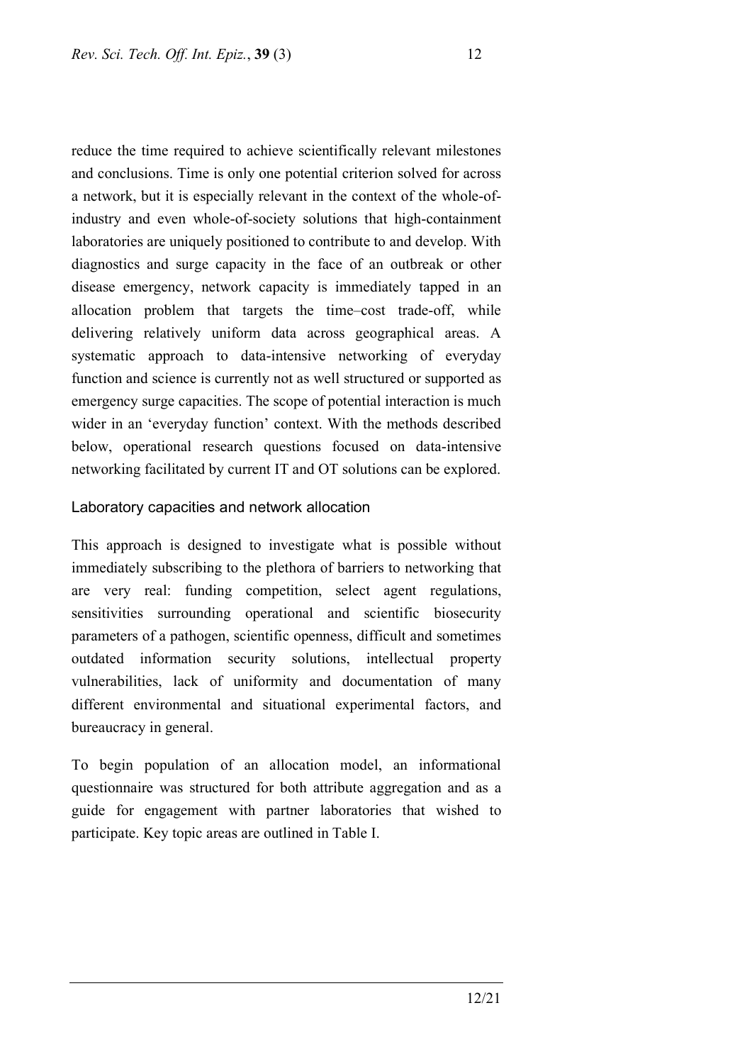reduce the time required to achieve scientifically relevant milestones and conclusions. Time is only one potential criterion solved for across a network, but it is especially relevant in the context of the whole-of-industry and even whole-of-society solutions that high-containment laboratories are uniquely positioned to contribute to and develop. With diagnostics and surge capacity in the face of an outbreak or other disease emergency, network capacity is immediately tapped in an allocation problem that targets the time–cost trade-off, while delivering relatively uniform data across geographical areas. A systematic approach to data-intensive networking of everyday function and science is currently not as well structured or supported as emergency surge capacities. The scope of potential interaction is much wider in an 'everyday function' context. With the methods described below, operational research questions focused on data-intensive networking facilitated by current IT and OT solutions can be explored.

## Laboratory capacities and network allocation

This approach is designed to investigate what is possible without immediately subscribing to the plethora of barriers to networking that are very real: funding competition, select agent regulations, sensitivities surrounding operational and scientific biosecurity parameters of a pathogen, scientific openness, difficult and sometimes outdated information security solutions, intellectual property vulnerabilities, lack of uniformity and documentation of many different environmental and situational experimental factors, and bureaucracy in general.

To begin population of an allocation model, an informational questionnaire was structured for both attribute aggregation and as a guide for engagement with partner laboratories that wished to participate. Key topic areas are outlined in Table I.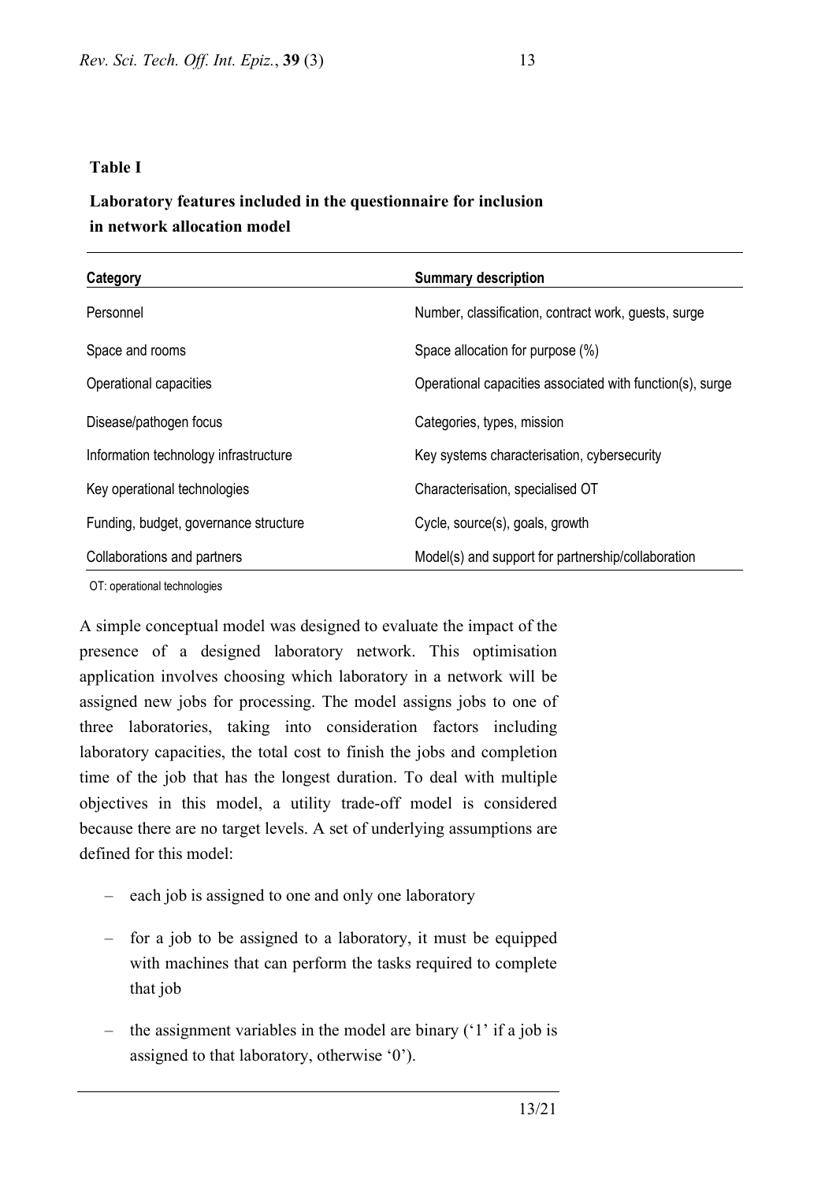**Table I**

**Laboratory features included in the questionnaire for inclusion in network allocation model**

| Category | Summary description |
|---|---|
| Personnel | Number, classification, contract work, guests, surge |
| Space and rooms | Space allocation for purpose (%) |
| Operational capacities | Operational capacities associated with function(s), surge |
| Disease/pathogen focus | Categories, types, mission |
| Information technology infrastructure | Key systems characterisation, cybersecurity |
| Key operational technologies | Characterisation, specialised OT |
| Funding, budget, governance structure | Cycle, source(s), goals, growth |
| Collaborations and partners | Model(s) and support for partnership/collaboration |

OT: operational technologies

A simple conceptual model was designed to evaluate the impact of the presence of a designed laboratory network. This optimisation application involves choosing which laboratory in a network will be assigned new jobs for processing. The model assigns jobs to one of three laboratories, taking into consideration factors including laboratory capacities, the total cost to finish the jobs and completion time of the job that has the longest duration. To deal with multiple objectives in this model, a utility trade-off model is considered because there are no target levels. A set of underlying assumptions are defined for this model:

– each job is assigned to one and only one laboratory

– for a job to be assigned to a laboratory, it must be equipped with machines that can perform the tasks required to complete that job

– the assignment variables in the model are binary ('1' if a job is assigned to that laboratory, otherwise '0').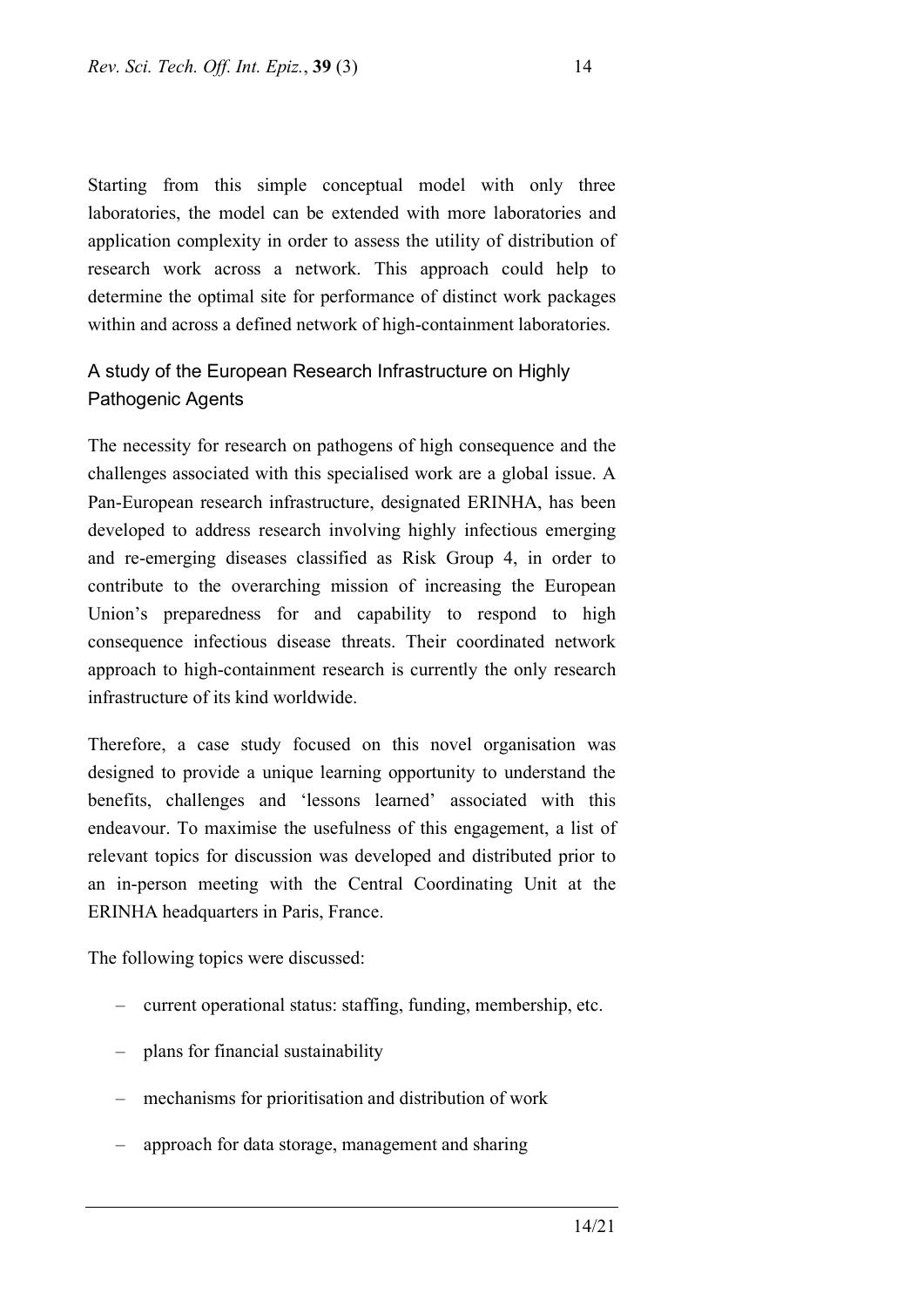Starting from this simple conceptual model with only three laboratories, the model can be extended with more laboratories and application complexity in order to assess the utility of distribution of research work across a network. This approach could help to determine the optimal site for performance of distinct work packages within and across a defined network of high-containment laboratories.

## A study of the European Research Infrastructure on Highly Pathogenic Agents

The necessity for research on pathogens of high consequence and the challenges associated with this specialised work are a global issue. A Pan-European research infrastructure, designated ERINHA, has been developed to address research involving highly infectious emerging and re-emerging diseases classified as Risk Group 4, in order to contribute to the overarching mission of increasing the European Union's preparedness for and capability to respond to high consequence infectious disease threats. Their coordinated network approach to high-containment research is currently the only research infrastructure of its kind worldwide.

Therefore, a case study focused on this novel organisation was designed to provide a unique learning opportunity to understand the benefits, challenges and 'lessons learned' associated with this endeavour. To maximise the usefulness of this engagement, a list of relevant topics for discussion was developed and distributed prior to an in-person meeting with the Central Coordinating Unit at the ERINHA headquarters in Paris, France.

The following topics were discussed:

- current operational status: staffing, funding, membership, etc.
- plans for financial sustainability
- mechanisms for prioritisation and distribution of work
- approach for data storage, management and sharing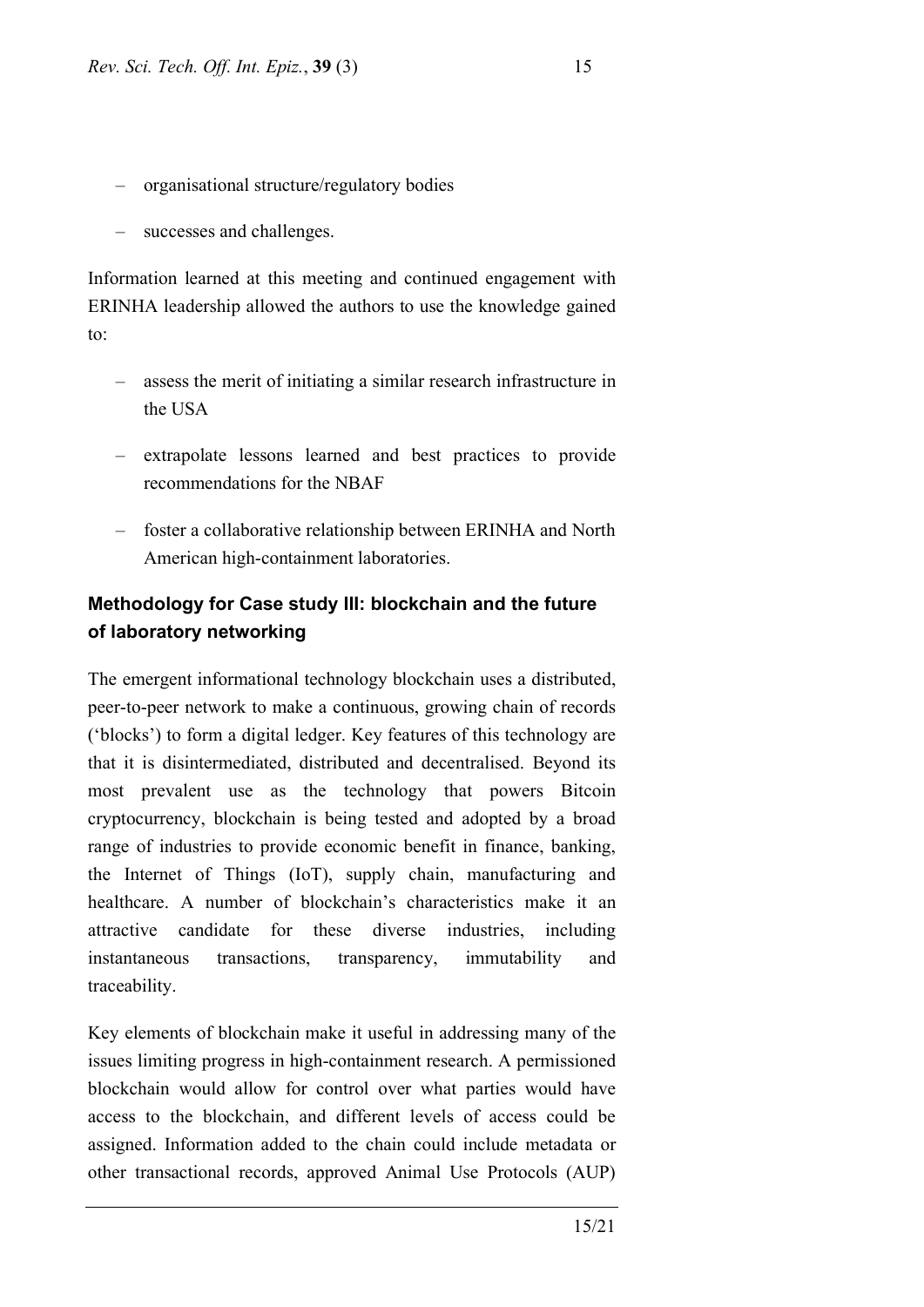– organisational structure/regulatory bodies

– successes and challenges.

Information learned at this meeting and continued engagement with ERINHA leadership allowed the authors to use the knowledge gained to:

– assess the merit of initiating a similar research infrastructure in the USA

– extrapolate lessons learned and best practices to provide recommendations for the NBAF

– foster a collaborative relationship between ERINHA and North American high-containment laboratories.

## Methodology for Case study III: blockchain and the future of laboratory networking

The emergent informational technology blockchain uses a distributed, peer-to-peer network to make a continuous, growing chain of records ('blocks') to form a digital ledger. Key features of this technology are that it is disintermediated, distributed and decentralised. Beyond its most prevalent use as the technology that powers Bitcoin cryptocurrency, blockchain is being tested and adopted by a broad range of industries to provide economic benefit in finance, banking, the Internet of Things (IoT), supply chain, manufacturing and healthcare. A number of blockchain's characteristics make it an attractive candidate for these diverse industries, including instantaneous transactions, transparency, immutability and traceability.

Key elements of blockchain make it useful in addressing many of the issues limiting progress in high-containment research. A permissioned blockchain would allow for control over what parties would have access to the blockchain, and different levels of access could be assigned. Information added to the chain could include metadata or other transactional records, approved Animal Use Protocols (AUP)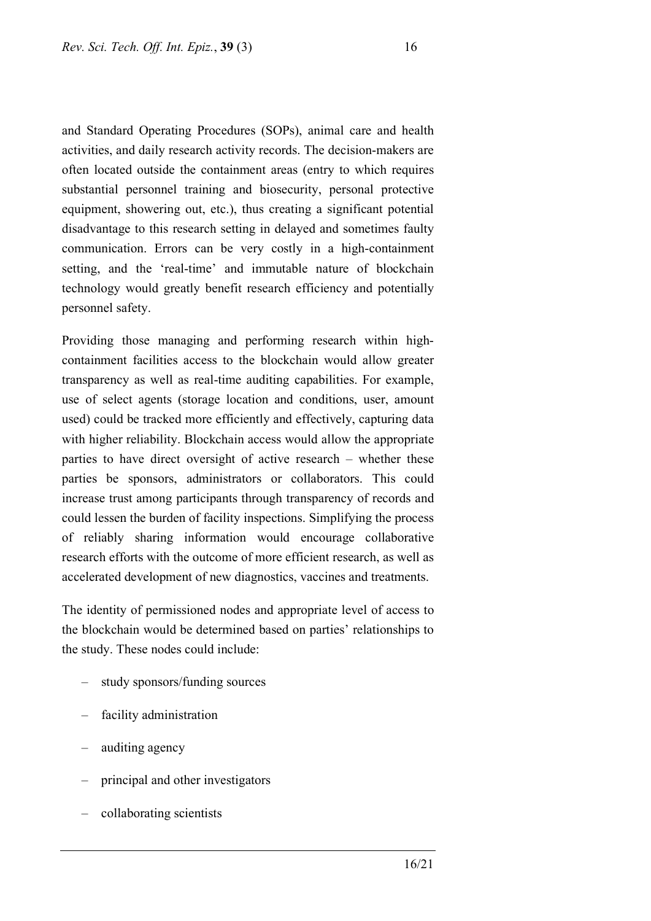and Standard Operating Procedures (SOPs), animal care and health activities, and daily research activity records. The decision-makers are often located outside the containment areas (entry to which requires substantial personnel training and biosecurity, personal protective equipment, showering out, etc.), thus creating a significant potential disadvantage to this research setting in delayed and sometimes faulty communication. Errors can be very costly in a high-containment setting, and the 'real-time' and immutable nature of blockchain technology would greatly benefit research efficiency and potentially personnel safety.

Providing those managing and performing research within high-containment facilities access to the blockchain would allow greater transparency as well as real-time auditing capabilities. For example, use of select agents (storage location and conditions, user, amount used) could be tracked more efficiently and effectively, capturing data with higher reliability. Blockchain access would allow the appropriate parties to have direct oversight of active research – whether these parties be sponsors, administrators or collaborators. This could increase trust among participants through transparency of records and could lessen the burden of facility inspections. Simplifying the process of reliably sharing information would encourage collaborative research efforts with the outcome of more efficient research, as well as accelerated development of new diagnostics, vaccines and treatments.

The identity of permissioned nodes and appropriate level of access to the blockchain would be determined based on parties' relationships to the study. These nodes could include:

- study sponsors/funding sources
- facility administration
- auditing agency
- principal and other investigators
- collaborating scientists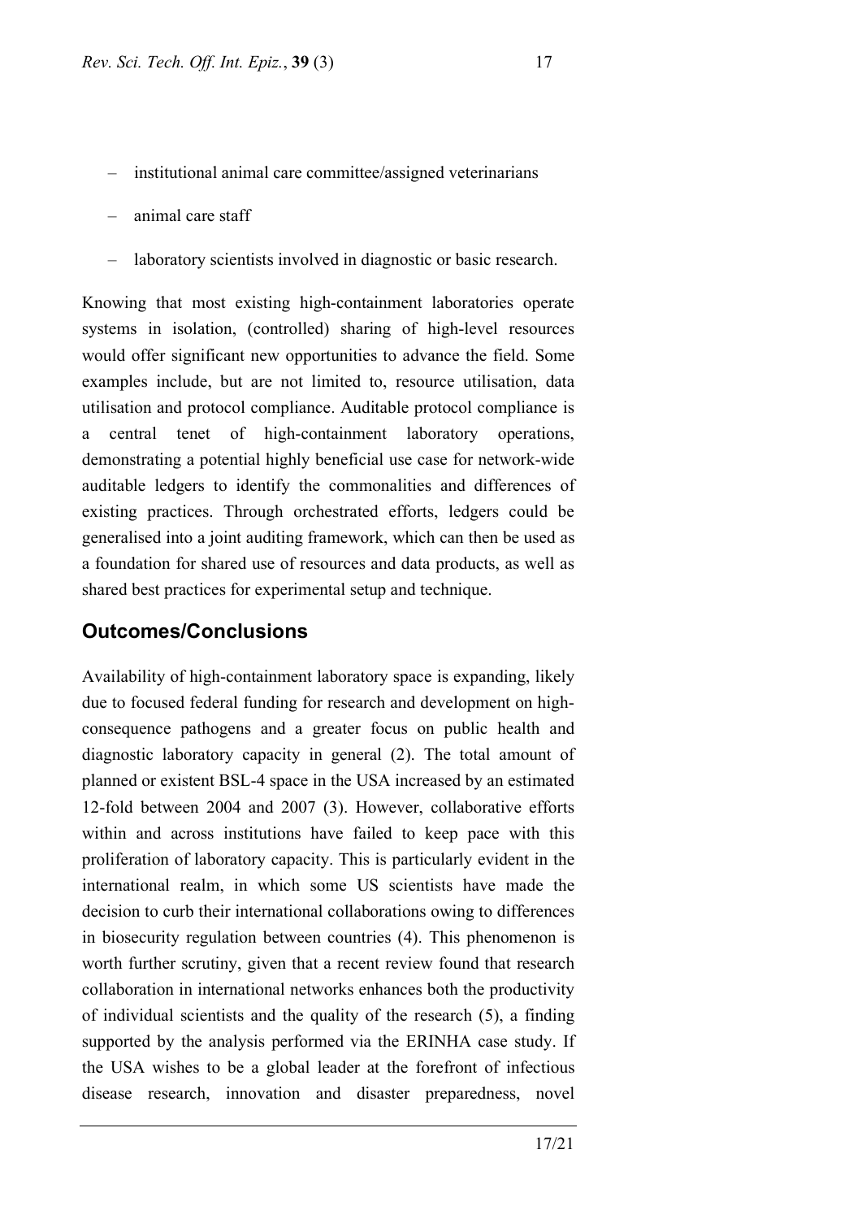– institutional animal care committee/assigned veterinarians

– animal care staff

– laboratory scientists involved in diagnostic or basic research.

Knowing that most existing high-containment laboratories operate systems in isolation, (controlled) sharing of high-level resources would offer significant new opportunities to advance the field. Some examples include, but are not limited to, resource utilisation, data utilisation and protocol compliance. Auditable protocol compliance is a central tenet of high-containment laboratory operations, demonstrating a potential highly beneficial use case for network-wide auditable ledgers to identify the commonalities and differences of existing practices. Through orchestrated efforts, ledgers could be generalised into a joint auditing framework, which can then be used as a foundation for shared use of resources and data products, as well as shared best practices for experimental setup and technique.

## Outcomes/Conclusions

Availability of high-containment laboratory space is expanding, likely due to focused federal funding for research and development on high-consequence pathogens and a greater focus on public health and diagnostic laboratory capacity in general (2). The total amount of planned or existent BSL-4 space in the USA increased by an estimated 12-fold between 2004 and 2007 (3). However, collaborative efforts within and across institutions have failed to keep pace with this proliferation of laboratory capacity. This is particularly evident in the international realm, in which some US scientists have made the decision to curb their international collaborations owing to differences in biosecurity regulation between countries (4). This phenomenon is worth further scrutiny, given that a recent review found that research collaboration in international networks enhances both the productivity of individual scientists and the quality of the research (5), a finding supported by the analysis performed via the ERINHA case study. If the USA wishes to be a global leader at the forefront of infectious disease research, innovation and disaster preparedness, novel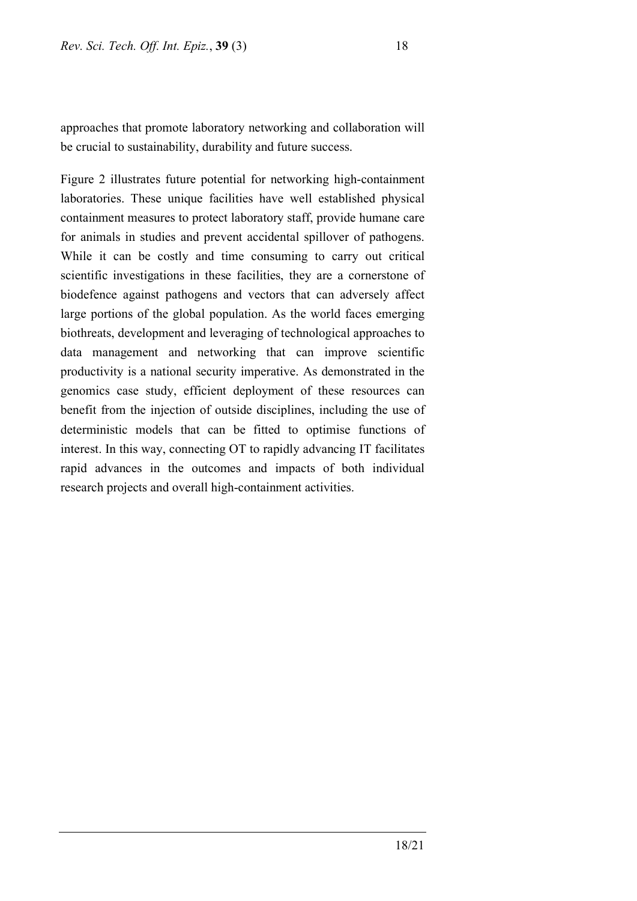approaches that promote laboratory networking and collaboration will be crucial to sustainability, durability and future success.

Figure 2 illustrates future potential for networking high-containment laboratories. These unique facilities have well established physical containment measures to protect laboratory staff, provide humane care for animals in studies and prevent accidental spillover of pathogens. While it can be costly and time consuming to carry out critical scientific investigations in these facilities, they are a cornerstone of biodefence against pathogens and vectors that can adversely affect large portions of the global population. As the world faces emerging biothreats, development and leveraging of technological approaches to data management and networking that can improve scientific productivity is a national security imperative. As demonstrated in the genomics case study, efficient deployment of these resources can benefit from the injection of outside disciplines, including the use of deterministic models that can be fitted to optimise functions of interest. In this way, connecting OT to rapidly advancing IT facilitates rapid advances in the outcomes and impacts of both individual research projects and overall high-containment activities.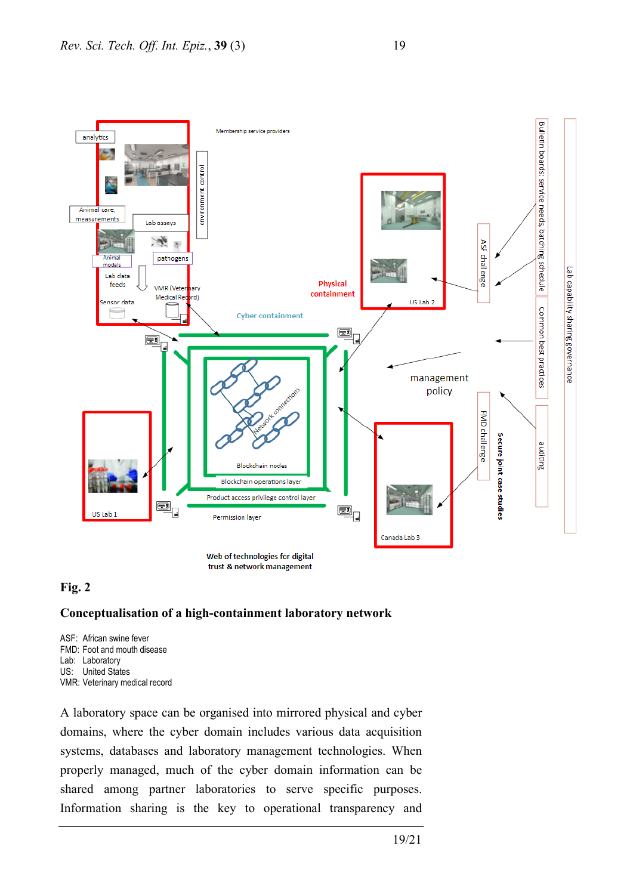**Fig. 2**

**Conceptualisation of a high-containment laboratory network**

ASF: African swine fever
FMD: Foot and mouth disease
Lab: Laboratory
US: United States
VMR: Veterinary medical record

A laboratory space can be organised into mirrored physical and cyber domains, where the cyber domain includes various data acquisition systems, databases and laboratory management technologies. When properly managed, much of the cyber domain information can be shared among partner laboratories to serve specific purposes. Information sharing is the key to operational transparency and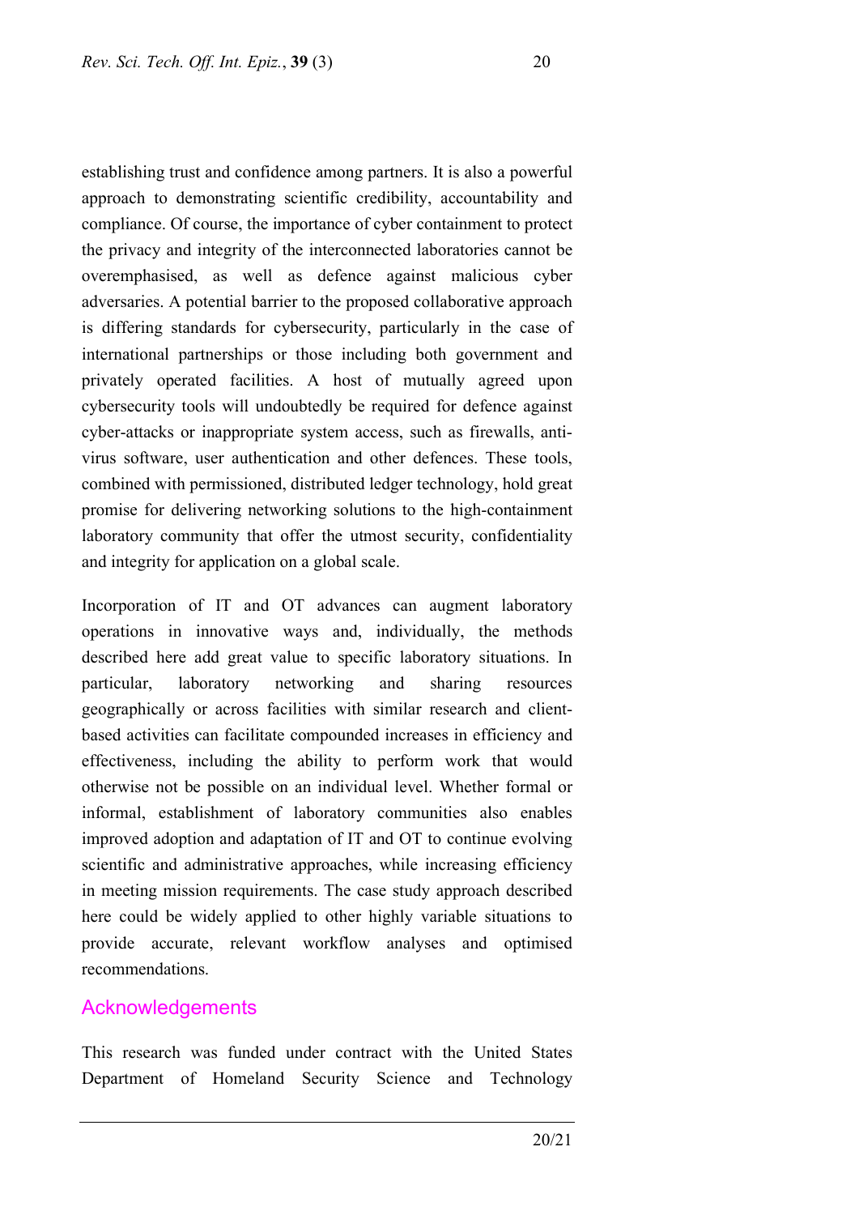establishing trust and confidence among partners. It is also a powerful approach to demonstrating scientific credibility, accountability and compliance. Of course, the importance of cyber containment to protect the privacy and integrity of the interconnected laboratories cannot be overemphasised, as well as defence against malicious cyber adversaries. A potential barrier to the proposed collaborative approach is differing standards for cybersecurity, particularly in the case of international partnerships or those including both government and privately operated facilities. A host of mutually agreed upon cybersecurity tools will undoubtedly be required for defence against cyber-attacks or inappropriate system access, such as firewalls, anti-virus software, user authentication and other defences. These tools, combined with permissioned, distributed ledger technology, hold great promise for delivering networking solutions to the high-containment laboratory community that offer the utmost security, confidentiality and integrity for application on a global scale.

Incorporation of IT and OT advances can augment laboratory operations in innovative ways and, individually, the methods described here add great value to specific laboratory situations. In particular, laboratory networking and sharing resources geographically or across facilities with similar research and client-based activities can facilitate compounded increases in efficiency and effectiveness, including the ability to perform work that would otherwise not be possible on an individual level. Whether formal or informal, establishment of laboratory communities also enables improved adoption and adaptation of IT and OT to continue evolving scientific and administrative approaches, while increasing efficiency in meeting mission requirements. The case study approach described here could be widely applied to other highly variable situations to provide accurate, relevant workflow analyses and optimised recommendations.

## Acknowledgements

This research was funded under contract with the United States Department of Homeland Security Science and Technology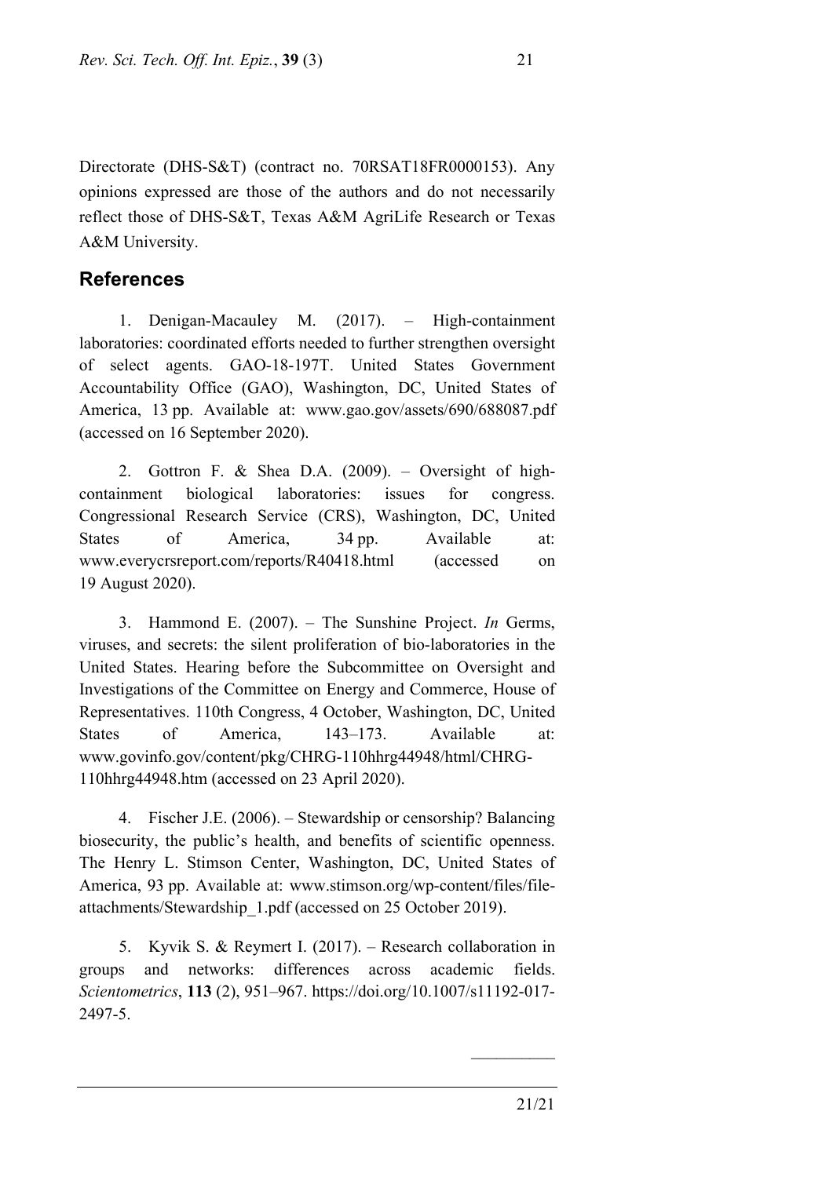Directorate (DHS-S&T) (contract no. 70RSAT18FR0000153). Any opinions expressed are those of the authors and do not necessarily reflect those of DHS-S&T, Texas A&M AgriLife Research or Texas A&M University.

## References

1. Denigan-Macauley M. (2017). – High-containment laboratories: coordinated efforts needed to further strengthen oversight of select agents. GAO-18-197T. United States Government Accountability Office (GAO), Washington, DC, United States of America, 13 pp. Available at: www.gao.gov/assets/690/688087.pdf (accessed on 16 September 2020).

2. Gottron F. & Shea D.A. (2009). – Oversight of high-containment biological laboratories: issues for congress. Congressional Research Service (CRS), Washington, DC, United States of America, 34 pp. Available at: www.everycrsreport.com/reports/R40418.html (accessed on 19 August 2020).

3. Hammond E. (2007). – The Sunshine Project. *In* Germs, viruses, and secrets: the silent proliferation of bio-laboratories in the United States. Hearing before the Subcommittee on Oversight and Investigations of the Committee on Energy and Commerce, House of Representatives. 110th Congress, 4 October, Washington, DC, United States of America, 143–173. Available at: www.govinfo.gov/content/pkg/CHRG-110hhrg44948/html/CHRG-110hhrg44948.htm (accessed on 23 April 2020).

4. Fischer J.E. (2006). – Stewardship or censorship? Balancing biosecurity, the public's health, and benefits of scientific openness. The Henry L. Stimson Center, Washington, DC, United States of America, 93 pp. Available at: www.stimson.org/wp-content/files/file-attachments/Stewardship_1.pdf (accessed on 25 October 2019).

5. Kyvik S. & Reymert I. (2017). – Research collaboration in groups and networks: differences across academic fields. *Scientometrics*, **113** (2), 951–967. https://doi.org/10.1007/s11192-017-2497-5.